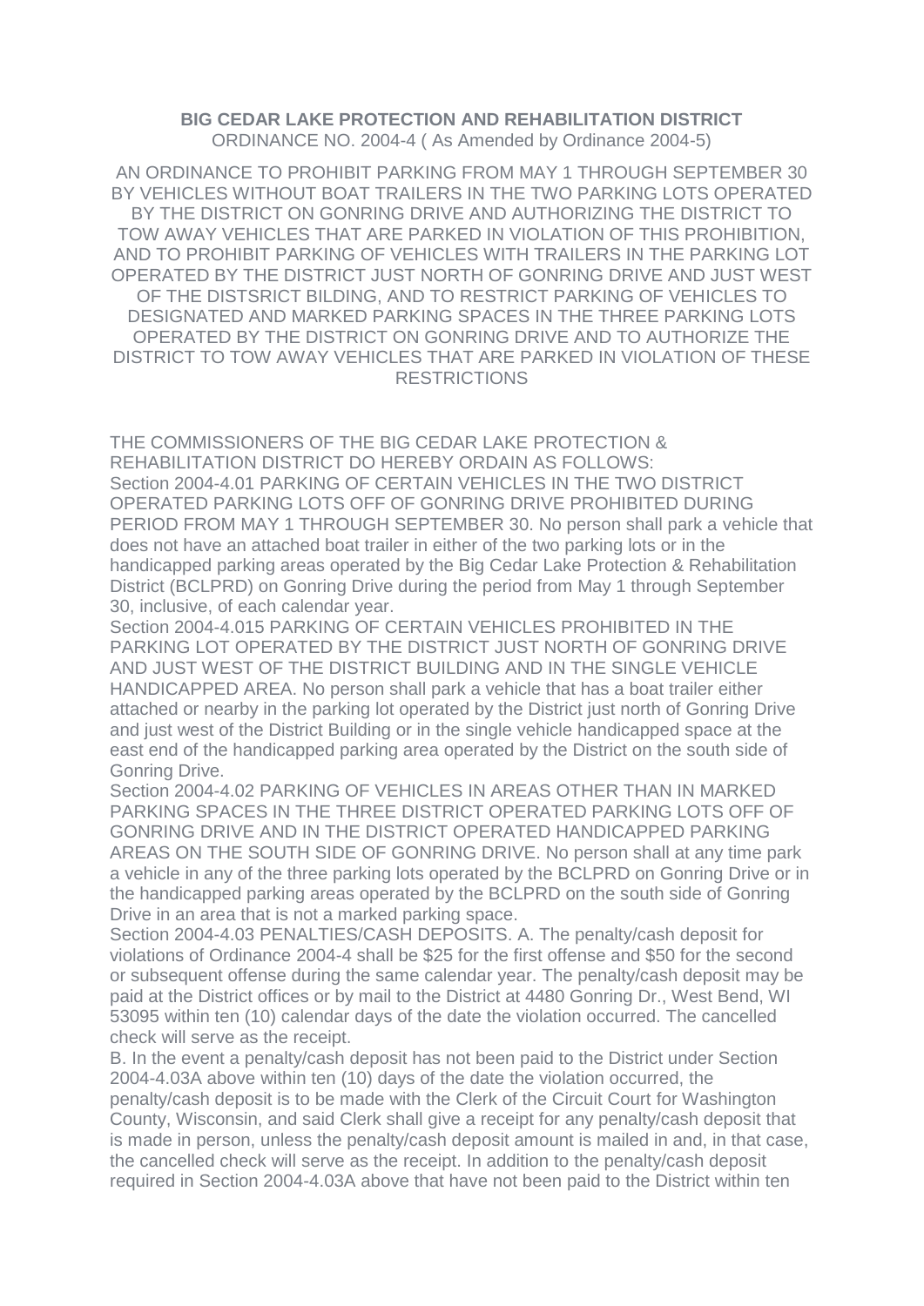**BIG CEDAR LAKE PROTECTION AND REHABILITATION DISTRICT**

ORDINANCE NO. 2004-4 ( As Amended by Ordinance 2004-5)

AN ORDINANCE TO PROHIBIT PARKING FROM MAY 1 THROUGH SEPTEMBER 30 BY VEHICLES WITHOUT BOAT TRAILERS IN THE TWO PARKING LOTS OPERATED BY THE DISTRICT ON GONRING DRIVE AND AUTHORIZING THE DISTRICT TO TOW AWAY VEHICLES THAT ARE PARKED IN VIOLATION OF THIS PROHIBITION, AND TO PROHIBIT PARKING OF VEHICLES WITH TRAILERS IN THE PARKING LOT OPERATED BY THE DISTRICT JUST NORTH OF GONRING DRIVE AND JUST WEST OF THE DISTSRICT BILDING, AND TO RESTRICT PARKING OF VEHICLES TO DESIGNATED AND MARKED PARKING SPACES IN THE THREE PARKING LOTS OPERATED BY THE DISTRICT ON GONRING DRIVE AND TO AUTHORIZE THE DISTRICT TO TOW AWAY VEHICLES THAT ARE PARKED IN VIOLATION OF THESE RESTRICTIONS

THE COMMISSIONERS OF THE BIG CEDAR LAKE PROTECTION & REHABILITATION DISTRICT DO HEREBY ORDAIN AS FOLLOWS:

Section 2004-4.01 PARKING OF CERTAIN VEHICLES IN THE TWO DISTRICT OPERATED PARKING LOTS OFF OF GONRING DRIVE PROHIBITED DURING PERIOD FROM MAY 1 THROUGH SEPTEMBER 30. No person shall park a vehicle that does not have an attached boat trailer in either of the two parking lots or in the handicapped parking areas operated by the Big Cedar Lake Protection & Rehabilitation District (BCLPRD) on Gonring Drive during the period from May 1 through September 30, inclusive, of each calendar year.

Section 2004-4.015 PARKING OF CERTAIN VEHICLES PROHIBITED IN THE PARKING LOT OPERATED BY THE DISTRICT JUST NORTH OF GONRING DRIVE AND JUST WEST OF THE DISTRICT BUILDING AND IN THE SINGLE VEHICLE HANDICAPPED AREA. No person shall park a vehicle that has a boat trailer either attached or nearby in the parking lot operated by the District just north of Gonring Drive and just west of the District Building or in the single vehicle handicapped space at the east end of the handicapped parking area operated by the District on the south side of Gonring Drive.

Section 2004-4.02 PARKING OF VEHICLES IN AREAS OTHER THAN IN MARKED PARKING SPACES IN THE THREE DISTRICT OPERATED PARKING LOTS OFF OF GONRING DRIVE AND IN THE DISTRICT OPERATED HANDICAPPED PARKING AREAS ON THE SOUTH SIDE OF GONRING DRIVE. No person shall at any time park a vehicle in any of the three parking lots operated by the BCLPRD on Gonring Drive or in the handicapped parking areas operated by the BCLPRD on the south side of Gonring Drive in an area that is not a marked parking space.

Section 2004-4.03 PENALTIES/CASH DEPOSITS. A. The penalty/cash deposit for violations of Ordinance 2004-4 shall be $25 for the first offense and $50 for the second or subsequent offense during the same calendar year. The penalty/cash deposit may be paid at the District offices or by mail to the District at 4480 Gonring Dr., West Bend, WI 53095 within ten (10) calendar days of the date the violation occurred. The cancelled check will serve as the receipt.

B. In the event a penalty/cash deposit has not been paid to the District under Section 2004-4.03A above within ten (10) days of the date the violation occurred, the penalty/cash deposit is to be made with the Clerk of the Circuit Court for Washington County, Wisconsin, and said Clerk shall give a receipt for any penalty/cash deposit that is made in person, unless the penalty/cash deposit amount is mailed in and, in that case, the cancelled check will serve as the receipt. In addition to the penalty/cash deposit required in Section 2004-4.03A above that have not been paid to the District within ten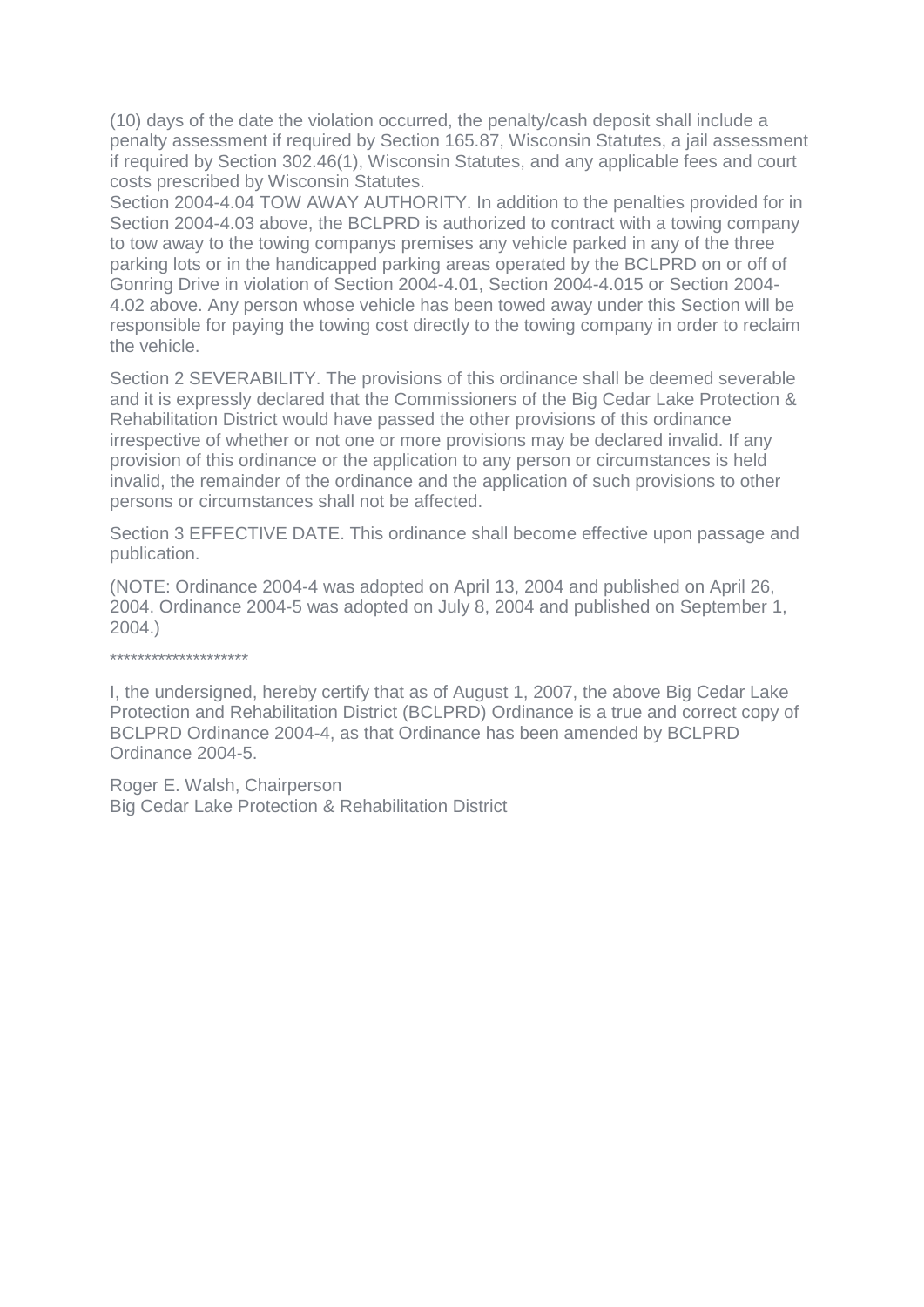(10) days of the date the violation occurred, the penalty/cash deposit shall include a penalty assessment if required by Section 165.87, Wisconsin Statutes, a jail assessment if required by Section 302.46(1), Wisconsin Statutes, and any applicable fees and court costs prescribed by Wisconsin Statutes.

Section 2004-4.04 TOW AWAY AUTHORITY. In addition to the penalties provided for in Section 2004-4.03 above, the BCLPRD is authorized to contract with a towing company to tow away to the towing companys premises any vehicle parked in any of the three parking lots or in the handicapped parking areas operated by the BCLPRD on or off of Gonring Drive in violation of Section 2004-4.01, Section 2004-4.015 or Section 2004-4.02 above. Any person whose vehicle has been towed away under this Section will be responsible for paying the towing cost directly to the towing company in order to reclaim the vehicle.

Section 2 SEVERABILITY. The provisions of this ordinance shall be deemed severable and it is expressly declared that the Commissioners of the Big Cedar Lake Protection & Rehabilitation District would have passed the other provisions of this ordinance irrespective of whether or not one or more provisions may be declared invalid. If any provision of this ordinance or the application to any person or circumstances is held invalid, the remainder of the ordinance and the application of such provisions to other persons or circumstances shall not be affected.

Section 3 EFFECTIVE DATE. This ordinance shall become effective upon passage and publication.

(NOTE: Ordinance 2004-4 was adopted on April 13, 2004 and published on April 26, 2004. Ordinance 2004-5 was adopted on July 8, 2004 and published on September 1, 2004.)

********************

I, the undersigned, hereby certify that as of August 1, 2007, the above Big Cedar Lake Protection and Rehabilitation District (BCLPRD) Ordinance is a true and correct copy of BCLPRD Ordinance 2004-4, as that Ordinance has been amended by BCLPRD Ordinance 2004-5.

Roger E. Walsh, Chairperson
Big Cedar Lake Protection & Rehabilitation District